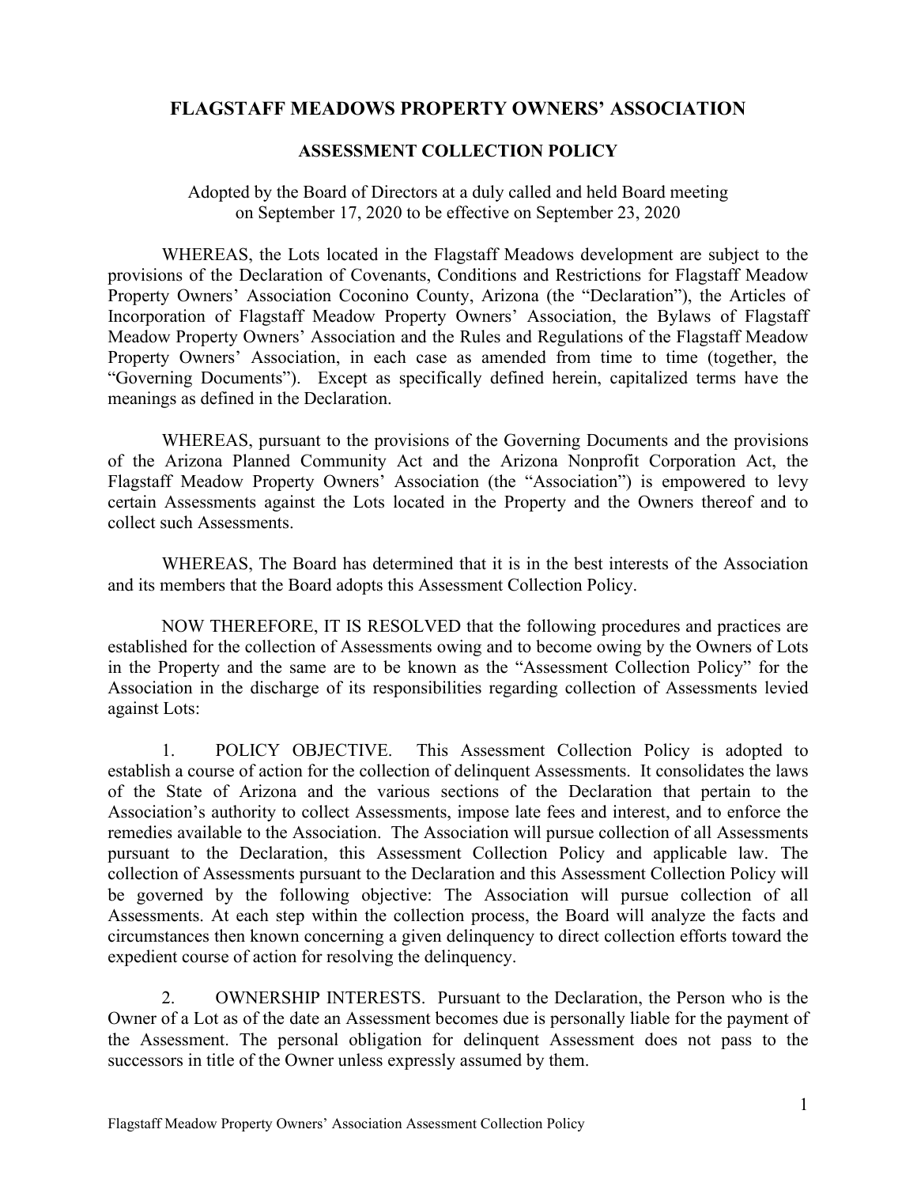# FLAGSTAFF MEADOWS PROPERTY OWNERS' ASSOCIATION

## ASSESSMENT COLLECTION POLICY

Adopted by the Board of Directors at a duly called and held Board meeting on September 17, 2020 to be effective on September 23, 2020

WHEREAS, the Lots located in the Flagstaff Meadows development are subject to the provisions of the Declaration of Covenants, Conditions and Restrictions for Flagstaff Meadow Property Owners' Association Coconino County, Arizona (the "Declaration"), the Articles of Incorporation of Flagstaff Meadow Property Owners' Association, the Bylaws of Flagstaff Meadow Property Owners' Association and the Rules and Regulations of the Flagstaff Meadow Property Owners' Association, in each case as amended from time to time (together, the "Governing Documents"). Except as specifically defined herein, capitalized terms have the meanings as defined in the Declaration.

WHEREAS, pursuant to the provisions of the Governing Documents and the provisions of the Arizona Planned Community Act and the Arizona Nonprofit Corporation Act, the Flagstaff Meadow Property Owners' Association (the "Association") is empowered to levy certain Assessments against the Lots located in the Property and the Owners thereof and to collect such Assessments.

WHEREAS, The Board has determined that it is in the best interests of the Association and its members that the Board adopts this Assessment Collection Policy.

NOW THEREFORE, IT IS RESOLVED that the following procedures and practices are established for the collection of Assessments owing and to become owing by the Owners of Lots in the Property and the same are to be known as the "Assessment Collection Policy" for the Association in the discharge of its responsibilities regarding collection of Assessments levied against Lots:

1. POLICY OBJECTIVE. This Assessment Collection Policy is adopted to establish a course of action for the collection of delinquent Assessments. It consolidates the laws of the State of Arizona and the various sections of the Declaration that pertain to the Association's authority to collect Assessments, impose late fees and interest, and to enforce the remedies available to the Association. The Association will pursue collection of all Assessments pursuant to the Declaration, this Assessment Collection Policy and applicable law. The collection of Assessments pursuant to the Declaration and this Assessment Collection Policy will be governed by the following objective: The Association will pursue collection of all Assessments. At each step within the collection process, the Board will analyze the facts and circumstances then known concerning a given delinquency to direct collection efforts toward the expedient course of action for resolving the delinquency.

2. OWNERSHIP INTERESTS. Pursuant to the Declaration, the Person who is the Owner of a Lot as of the date an Assessment becomes due is personally liable for the payment of the Assessment. The personal obligation for delinquent Assessment does not pass to the successors in title of the Owner unless expressly assumed by them.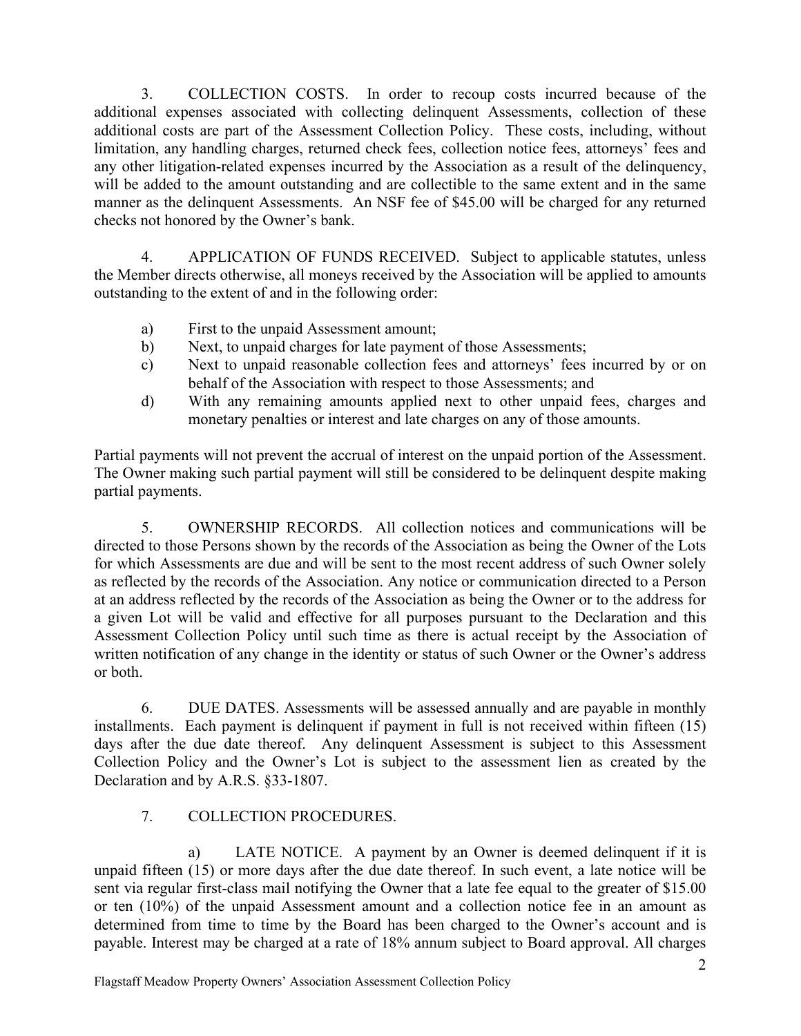3. COLLECTION COSTS. In order to recoup costs incurred because of the additional expenses associated with collecting delinquent Assessments, collection of these additional costs are part of the Assessment Collection Policy. These costs, including, without limitation, any handling charges, returned check fees, collection notice fees, attorneys' fees and any other litigation-related expenses incurred by the Association as a result of the delinquency, will be added to the amount outstanding and are collectible to the same extent and in the same manner as the delinquent Assessments. An NSF fee of $45.00 will be charged for any returned checks not honored by the Owner's bank.

4. APPLICATION OF FUNDS RECEIVED. Subject to applicable statutes, unless the Member directs otherwise, all moneys received by the Association will be applied to amounts outstanding to the extent of and in the following order:

a) First to the unpaid Assessment amount;
b) Next, to unpaid charges for late payment of those Assessments;
c) Next to unpaid reasonable collection fees and attorneys' fees incurred by or on behalf of the Association with respect to those Assessments; and
d) With any remaining amounts applied next to other unpaid fees, charges and monetary penalties or interest and late charges on any of those amounts.

Partial payments will not prevent the accrual of interest on the unpaid portion of the Assessment. The Owner making such partial payment will still be considered to be delinquent despite making partial payments.

5. OWNERSHIP RECORDS. All collection notices and communications will be directed to those Persons shown by the records of the Association as being the Owner of the Lots for which Assessments are due and will be sent to the most recent address of such Owner solely as reflected by the records of the Association. Any notice or communication directed to a Person at an address reflected by the records of the Association as being the Owner or to the address for a given Lot will be valid and effective for all purposes pursuant to the Declaration and this Assessment Collection Policy until such time as there is actual receipt by the Association of written notification of any change in the identity or status of such Owner or the Owner's address or both.

6. DUE DATES. Assessments will be assessed annually and are payable in monthly installments. Each payment is delinquent if payment in full is not received within fifteen (15) days after the due date thereof. Any delinquent Assessment is subject to this Assessment Collection Policy and the Owner's Lot is subject to the assessment lien as created by the Declaration and by A.R.S. §33-1807.

7. COLLECTION PROCEDURES.

a) LATE NOTICE. A payment by an Owner is deemed delinquent if it is unpaid fifteen (15) or more days after the due date thereof. In such event, a late notice will be sent via regular first-class mail notifying the Owner that a late fee equal to the greater of $15.00 or ten (10%) of the unpaid Assessment amount and a collection notice fee in an amount as determined from time to time by the Board has been charged to the Owner's account and is payable. Interest may be charged at a rate of 18% annum subject to Board approval. All charges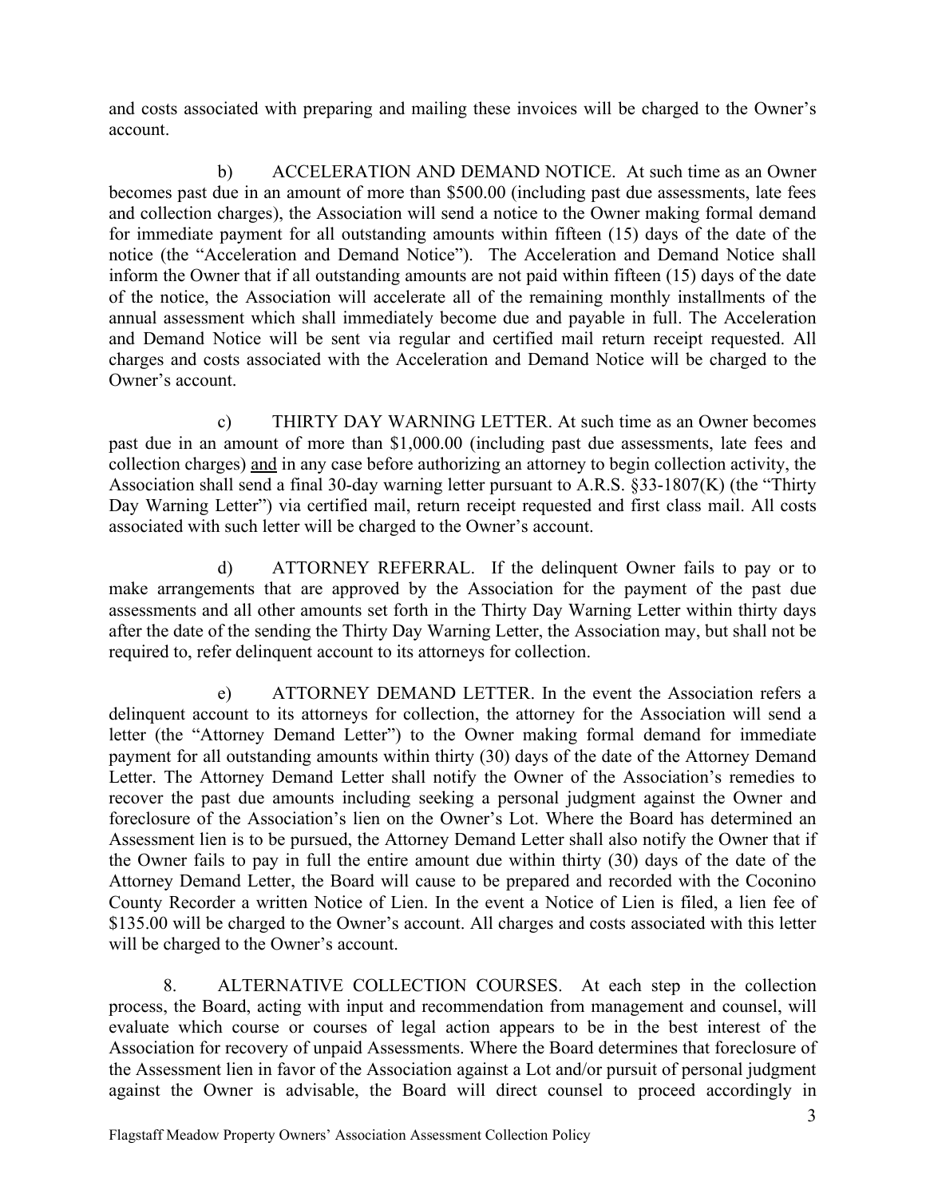and costs associated with preparing and mailing these invoices will be charged to the Owner's account.

b) ACCELERATION AND DEMAND NOTICE. At such time as an Owner becomes past due in an amount of more than $500.00 (including past due assessments, late fees and collection charges), the Association will send a notice to the Owner making formal demand for immediate payment for all outstanding amounts within fifteen (15) days of the date of the notice (the "Acceleration and Demand Notice"). The Acceleration and Demand Notice shall inform the Owner that if all outstanding amounts are not paid within fifteen (15) days of the date of the notice, the Association will accelerate all of the remaining monthly installments of the annual assessment which shall immediately become due and payable in full. The Acceleration and Demand Notice will be sent via regular and certified mail return receipt requested. All charges and costs associated with the Acceleration and Demand Notice will be charged to the Owner's account.

c) THIRTY DAY WARNING LETTER. At such time as an Owner becomes past due in an amount of more than $1,000.00 (including past due assessments, late fees and collection charges) <u>and</u> in any case before authorizing an attorney to begin collection activity, the Association shall send a final 30-day warning letter pursuant to A.R.S. §33-1807(K) (the "Thirty Day Warning Letter") via certified mail, return receipt requested and first class mail. All costs associated with such letter will be charged to the Owner's account.

d) ATTORNEY REFERRAL. If the delinquent Owner fails to pay or to make arrangements that are approved by the Association for the payment of the past due assessments and all other amounts set forth in the Thirty Day Warning Letter within thirty days after the date of the sending the Thirty Day Warning Letter, the Association may, but shall not be required to, refer delinquent account to its attorneys for collection.

e) ATTORNEY DEMAND LETTER. In the event the Association refers a delinquent account to its attorneys for collection, the attorney for the Association will send a letter (the "Attorney Demand Letter") to the Owner making formal demand for immediate payment for all outstanding amounts within thirty (30) days of the date of the Attorney Demand Letter. The Attorney Demand Letter shall notify the Owner of the Association's remedies to recover the past due amounts including seeking a personal judgment against the Owner and foreclosure of the Association's lien on the Owner's Lot. Where the Board has determined an Assessment lien is to be pursued, the Attorney Demand Letter shall also notify the Owner that if the Owner fails to pay in full the entire amount due within thirty (30) days of the date of the Attorney Demand Letter, the Board will cause to be prepared and recorded with the Coconino County Recorder a written Notice of Lien. In the event a Notice of Lien is filed, a lien fee of $135.00 will be charged to the Owner's account. All charges and costs associated with this letter will be charged to the Owner's account.

8. ALTERNATIVE COLLECTION COURSES. At each step in the collection process, the Board, acting with input and recommendation from management and counsel, will evaluate which course or courses of legal action appears to be in the best interest of the Association for recovery of unpaid Assessments. Where the Board determines that foreclosure of the Assessment lien in favor of the Association against a Lot and/or pursuit of personal judgment against the Owner is advisable, the Board will direct counsel to proceed accordingly in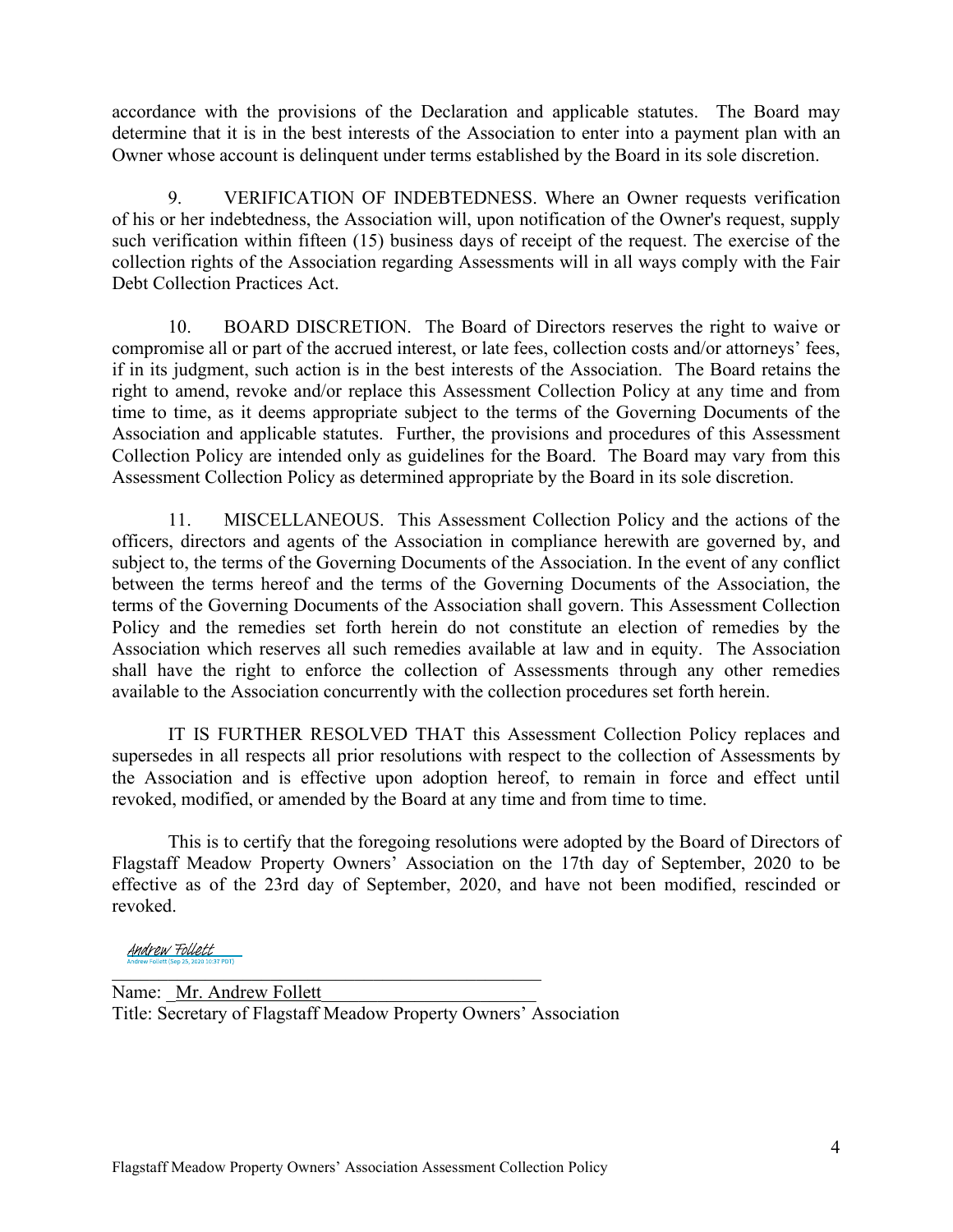accordance with the provisions of the Declaration and applicable statutes. The Board may determine that it is in the best interests of the Association to enter into a payment plan with an Owner whose account is delinquent under terms established by the Board in its sole discretion.

9. VERIFICATION OF INDEBTEDNESS. Where an Owner requests verification of his or her indebtedness, the Association will, upon notification of the Owner's request, supply such verification within fifteen (15) business days of receipt of the request. The exercise of the collection rights of the Association regarding Assessments will in all ways comply with the Fair Debt Collection Practices Act.

10. BOARD DISCRETION. The Board of Directors reserves the right to waive or compromise all or part of the accrued interest, or late fees, collection costs and/or attorneys' fees, if in its judgment, such action is in the best interests of the Association. The Board retains the right to amend, revoke and/or replace this Assessment Collection Policy at any time and from time to time, as it deems appropriate subject to the terms of the Governing Documents of the Association and applicable statutes. Further, the provisions and procedures of this Assessment Collection Policy are intended only as guidelines for the Board. The Board may vary from this Assessment Collection Policy as determined appropriate by the Board in its sole discretion.

11. MISCELLANEOUS. This Assessment Collection Policy and the actions of the officers, directors and agents of the Association in compliance herewith are governed by, and subject to, the terms of the Governing Documents of the Association. In the event of any conflict between the terms hereof and the terms of the Governing Documents of the Association, the terms of the Governing Documents of the Association shall govern. This Assessment Collection Policy and the remedies set forth herein do not constitute an election of remedies by the Association which reserves all such remedies available at law and in equity. The Association shall have the right to enforce the collection of Assessments through any other remedies available to the Association concurrently with the collection procedures set forth herein.

IT IS FURTHER RESOLVED THAT this Assessment Collection Policy replaces and supersedes in all respects all prior resolutions with respect to the collection of Assessments by the Association and is effective upon adoption hereof, to remain in force and effect until revoked, modified, or amended by the Board at any time and from time to time.

This is to certify that the foregoing resolutions were adopted by the Board of Directors of Flagstaff Meadow Property Owners' Association on the 17th day of September, 2020 to be effective as of the 23rd day of September, 2020, and have not been modified, rescinded or revoked.

Andrew Follett
Andrew Follett (Sep 25, 2020 10:37 PDT)

Name: Mr. Andrew Follett
Title: Secretary of Flagstaff Meadow Property Owners' Association